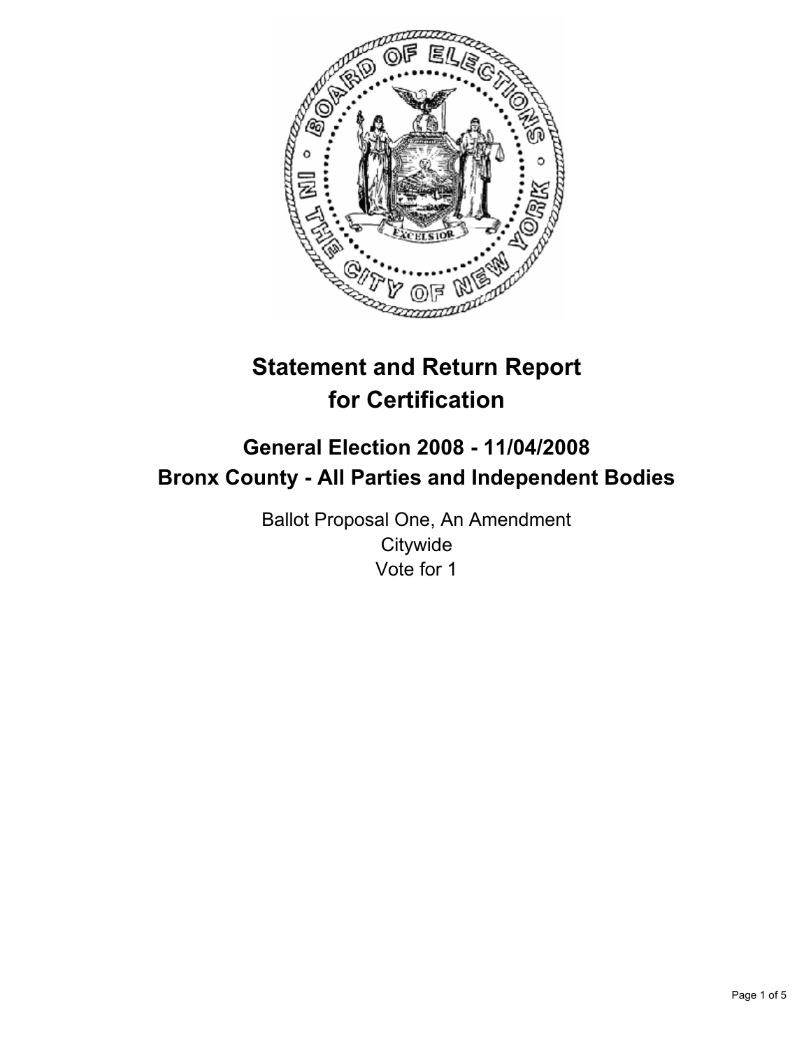# Statement and Return Report for Certification

## General Election 2008 - 11/04/2008
## Bronx County - All Parties and Independent Bodies

Ballot Proposal One, An Amendment
Citywide
Vote for 1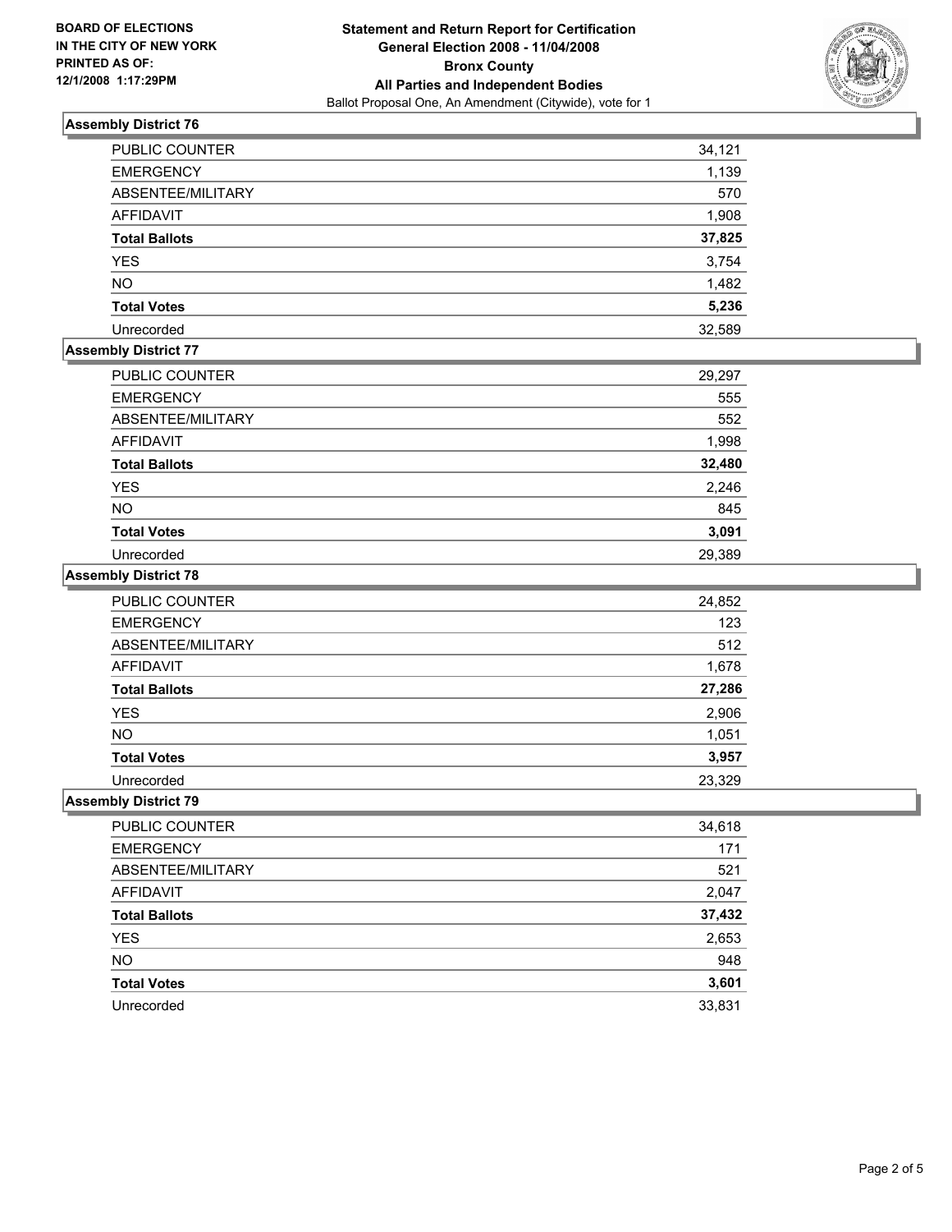**BOARD OF ELECTIONS**
**IN THE CITY OF NEW YORK**
**PRINTED AS OF:**
**12/1/2008 1:17:29PM**

**Statement and Return Report for Certification**
**General Election 2008 - 11/04/2008**
**Bronx County**
**All Parties and Independent Bodies**
Ballot Proposal One, An Amendment (Citywide), vote for 1

### Assembly District 76

| | |
|---|---|
| PUBLIC COUNTER | 34,121 |
| EMERGENCY | 1,139 |
| ABSENTEE/MILITARY | 570 |
| AFFIDAVIT | 1,908 |
| **Total Ballots** | **37,825** |
| YES | 3,754 |
| NO | 1,482 |
| **Total Votes** | **5,236** |
| Unrecorded | 32,589 |

### Assembly District 77

| | |
|---|---|
| PUBLIC COUNTER | 29,297 |
| EMERGENCY | 555 |
| ABSENTEE/MILITARY | 552 |
| AFFIDAVIT | 1,998 |
| **Total Ballots** | **32,480** |
| YES | 2,246 |
| NO | 845 |
| **Total Votes** | **3,091** |
| Unrecorded | 29,389 |

### Assembly District 78

| | |
|---|---|
| PUBLIC COUNTER | 24,852 |
| EMERGENCY | 123 |
| ABSENTEE/MILITARY | 512 |
| AFFIDAVIT | 1,678 |
| **Total Ballots** | **27,286** |
| YES | 2,906 |
| NO | 1,051 |
| **Total Votes** | **3,957** |
| Unrecorded | 23,329 |

### Assembly District 79

| | |
|---|---|
| PUBLIC COUNTER | 34,618 |
| EMERGENCY | 171 |
| ABSENTEE/MILITARY | 521 |
| AFFIDAVIT | 2,047 |
| **Total Ballots** | **37,432** |
| YES | 2,653 |
| NO | 948 |
| **Total Votes** | **3,601** |
| Unrecorded | 33,831 |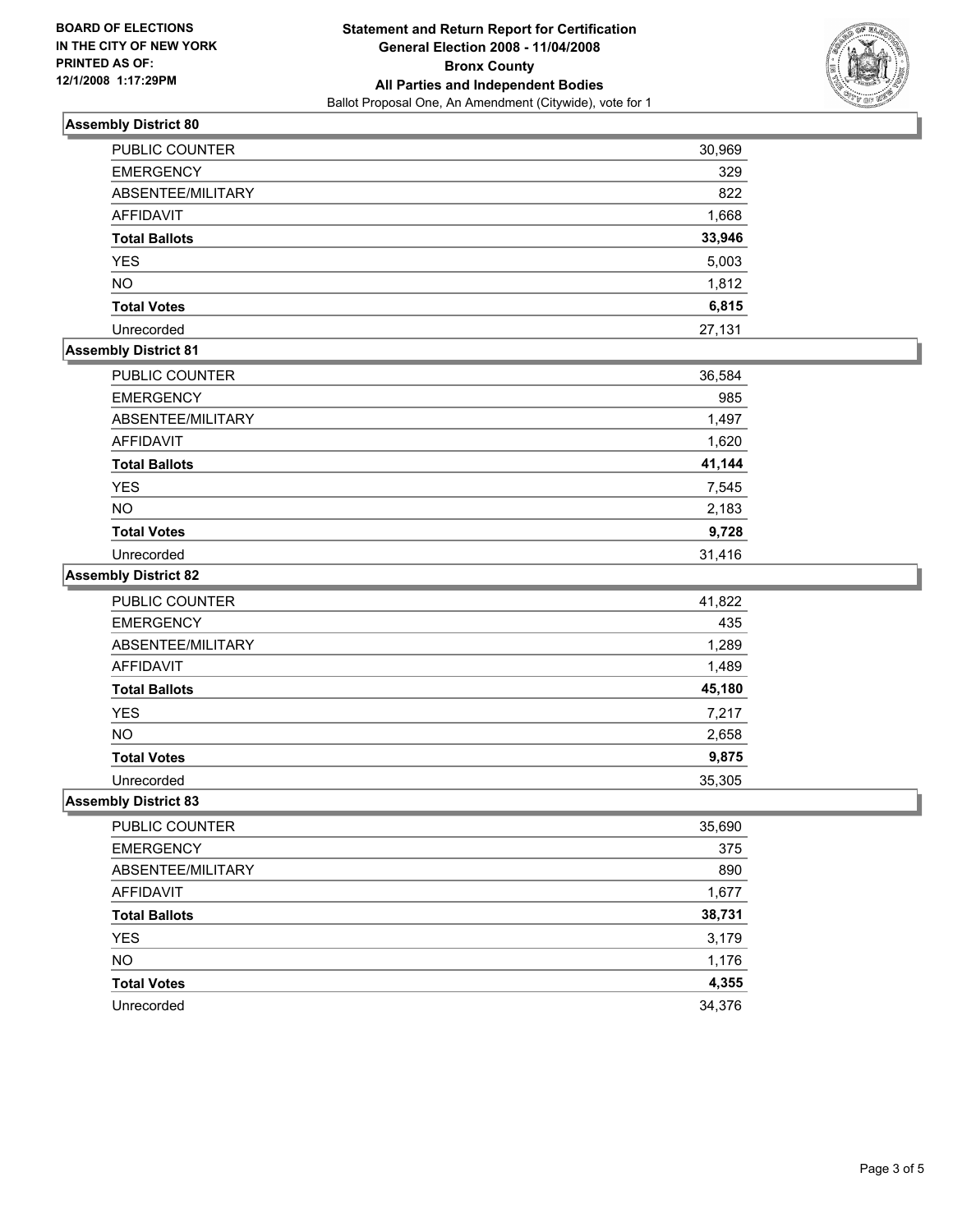**BOARD OF ELECTIONS IN THE CITY OF NEW YORK PRINTED AS OF: 12/1/2008 1:17:29PM**

# Statement and Return Report for Certification
## General Election 2008 - 11/04/2008
## Bronx County
## All Parties and Independent Bodies

Ballot Proposal One, An Amendment (Citywide), vote for 1

### Assembly District 80

| | |
|---|---|
| PUBLIC COUNTER | 30,969 |
| EMERGENCY | 329 |
| ABSENTEE/MILITARY | 822 |
| AFFIDAVIT | 1,668 |
| **Total Ballots** | **33,946** |
| YES | 5,003 |
| NO | 1,812 |
| **Total Votes** | **6,815** |
| Unrecorded | 27,131 |

### Assembly District 81

| | |
|---|---|
| PUBLIC COUNTER | 36,584 |
| EMERGENCY | 985 |
| ABSENTEE/MILITARY | 1,497 |
| AFFIDAVIT | 1,620 |
| **Total Ballots** | **41,144** |
| YES | 7,545 |
| NO | 2,183 |
| **Total Votes** | **9,728** |
| Unrecorded | 31,416 |

### Assembly District 82

| | |
|---|---|
| PUBLIC COUNTER | 41,822 |
| EMERGENCY | 435 |
| ABSENTEE/MILITARY | 1,289 |
| AFFIDAVIT | 1,489 |
| **Total Ballots** | **45,180** |
| YES | 7,217 |
| NO | 2,658 |
| **Total Votes** | **9,875** |
| Unrecorded | 35,305 |

### Assembly District 83

| | |
|---|---|
| PUBLIC COUNTER | 35,690 |
| EMERGENCY | 375 |
| ABSENTEE/MILITARY | 890 |
| AFFIDAVIT | 1,677 |
| **Total Ballots** | **38,731** |
| YES | 3,179 |
| NO | 1,176 |
| **Total Votes** | **4,355** |
| Unrecorded | 34,376 |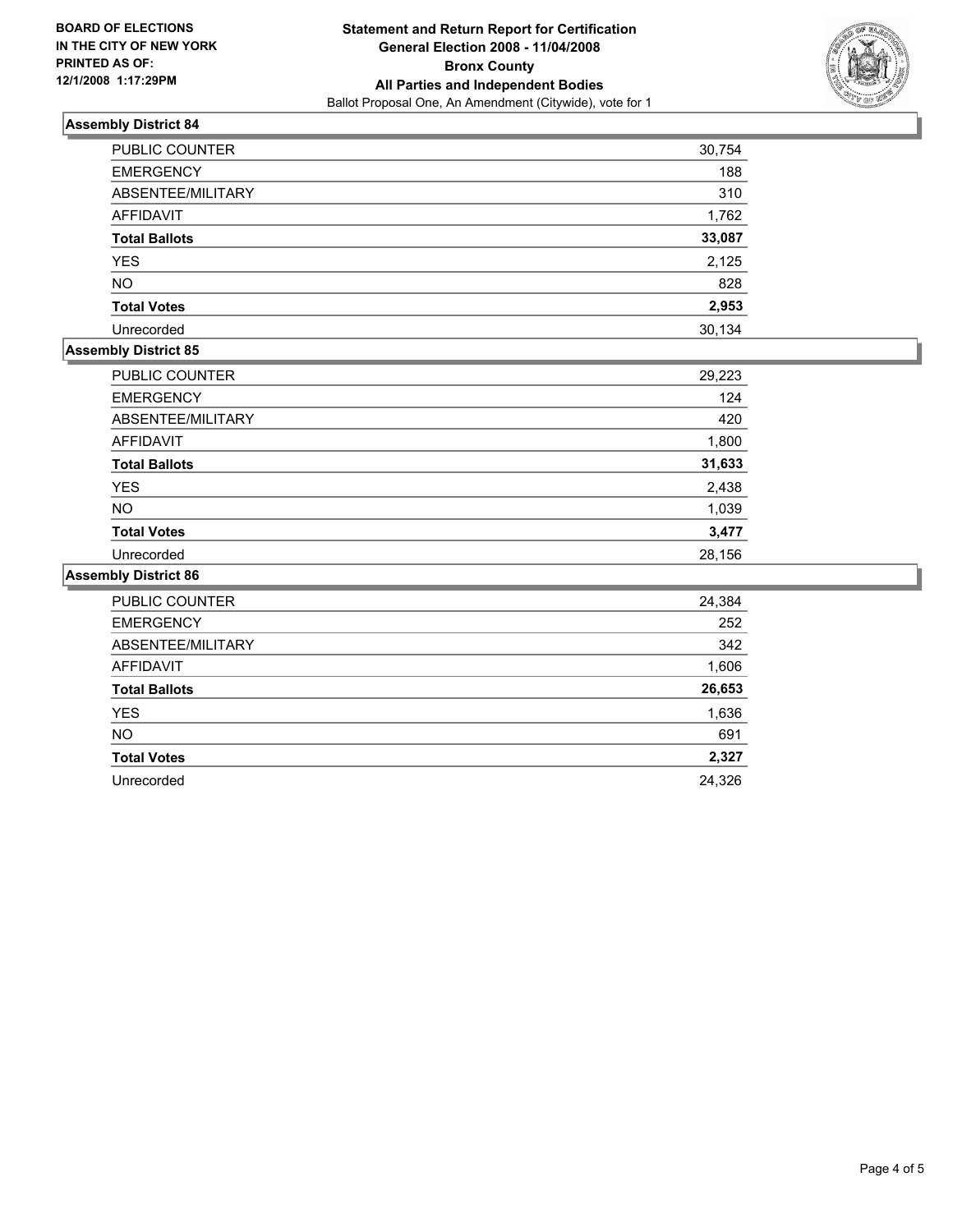**BOARD OF ELECTIONS IN THE CITY OF NEW YORK PRINTED AS OF: 12/1/2008 1:17:29PM**

**Statement and Return Report for Certification General Election 2008 - 11/04/2008 Bronx County All Parties and Independent Bodies**

Ballot Proposal One, An Amendment (Citywide), vote for 1

### Assembly District 84

| | |
|---|---|
| PUBLIC COUNTER | 30,754 |
| EMERGENCY | 188 |
| ABSENTEE/MILITARY | 310 |
| AFFIDAVIT | 1,762 |
| **Total Ballots** | **33,087** |
| YES | 2,125 |
| NO | 828 |
| **Total Votes** | **2,953** |
| Unrecorded | 30,134 |

### Assembly District 85

| | |
|---|---|
| PUBLIC COUNTER | 29,223 |
| EMERGENCY | 124 |
| ABSENTEE/MILITARY | 420 |
| AFFIDAVIT | 1,800 |
| **Total Ballots** | **31,633** |
| YES | 2,438 |
| NO | 1,039 |
| **Total Votes** | **3,477** |
| Unrecorded | 28,156 |

### Assembly District 86

| | |
|---|---|
| PUBLIC COUNTER | 24,384 |
| EMERGENCY | 252 |
| ABSENTEE/MILITARY | 342 |
| AFFIDAVIT | 1,606 |
| **Total Ballots** | **26,653** |
| YES | 1,636 |
| NO | 691 |
| **Total Votes** | **2,327** |
| Unrecorded | 24,326 |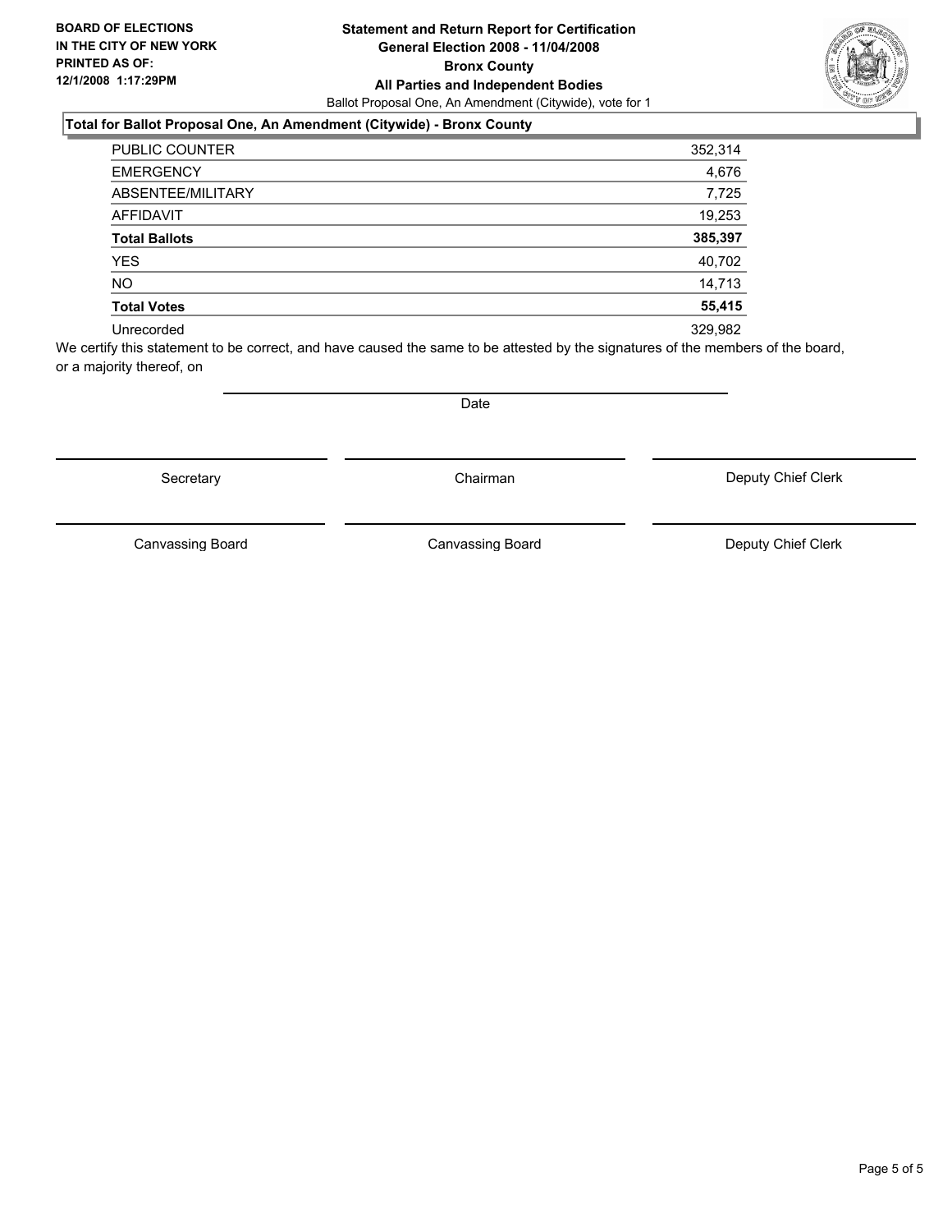**BOARD OF ELECTIONS IN THE CITY OF NEW YORK PRINTED AS OF: 12/1/2008 1:17:29PM**

**Statement and Return Report for Certification**
**General Election 2008 - 11/04/2008**
**Bronx County**
**All Parties and Independent Bodies**
Ballot Proposal One, An Amendment (Citywide), vote for 1

**Total for Ballot Proposal One, An Amendment (Citywide) - Bronx County**

| | |
|---|---|
| PUBLIC COUNTER | 352,314 |
| EMERGENCY | 4,676 |
| ABSENTEE/MILITARY | 7,725 |
| AFFIDAVIT | 19,253 |
| **Total Ballots** | **385,397** |
| YES | 40,702 |
| NO | 14,713 |
| **Total Votes** | **55,415** |
| Unrecorded | 329,982 |

We certify this statement to be correct, and have caused the same to be attested by the signatures of the members of the board, or a majority thereof, on

Date

| | | |
|---|---|---|
| Secretary | Chairman | Deputy Chief Clerk |
| Canvassing Board | Canvassing Board | Deputy Chief Clerk |